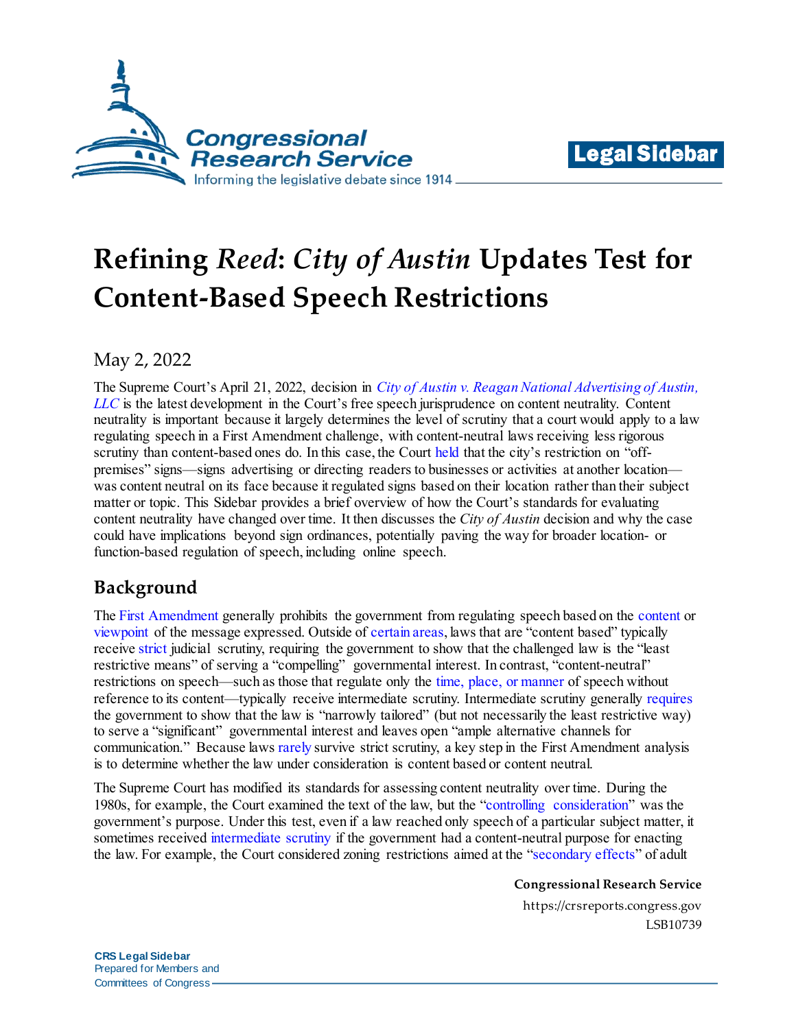# Refining *Reed*: *City of Austin* Updates Test for Content-Based Speech Restrictions

May 2, 2022

The Supreme Court's April 21, 2022, decision in *City of Austin v. Reagan National Advertising of Austin, LLC* is the latest development in the Court's free speech jurisprudence on content neutrality. Content neutrality is important because it largely determines the level of scrutiny that a court would apply to a law regulating speech in a First Amendment challenge, with content-neutral laws receiving less rigorous scrutiny than content-based ones do. In this case, the Court held that the city's restriction on "off-premises" signs—signs advertising or directing readers to businesses or activities at another location—was content neutral on its face because it regulated signs based on their location rather than their subject matter or topic. This Sidebar provides a brief overview of how the Court's standards for evaluating content neutrality have changed over time. It then discusses the *City of Austin* decision and why the case could have implications beyond sign ordinances, potentially paving the way for broader location- or function-based regulation of speech, including online speech.

## Background

The First Amendment generally prohibits the government from regulating speech based on the content or viewpoint of the message expressed. Outside of certain areas, laws that are "content based" typically receive strict judicial scrutiny, requiring the government to show that the challenged law is the "least restrictive means" of serving a "compelling" governmental interest. In contrast, "content-neutral" restrictions on speech—such as those that regulate only the time, place, or manner of speech without reference to its content—typically receive intermediate scrutiny. Intermediate scrutiny generally requires the government to show that the law is "narrowly tailored" (but not necessarily the least restrictive way) to serve a "significant" governmental interest and leaves open "ample alternative channels for communication." Because laws rarely survive strict scrutiny, a key step in the First Amendment analysis is to determine whether the law under consideration is content based or content neutral.

The Supreme Court has modified its standards for assessing content neutrality over time. During the 1980s, for example, the Court examined the text of the law, but the "controlling consideration" was the government's purpose. Under this test, even if a law reached only speech of a particular subject matter, it sometimes received intermediate scrutiny if the government had a content-neutral purpose for enacting the law. For example, the Court considered zoning restrictions aimed at the "secondary effects" of adult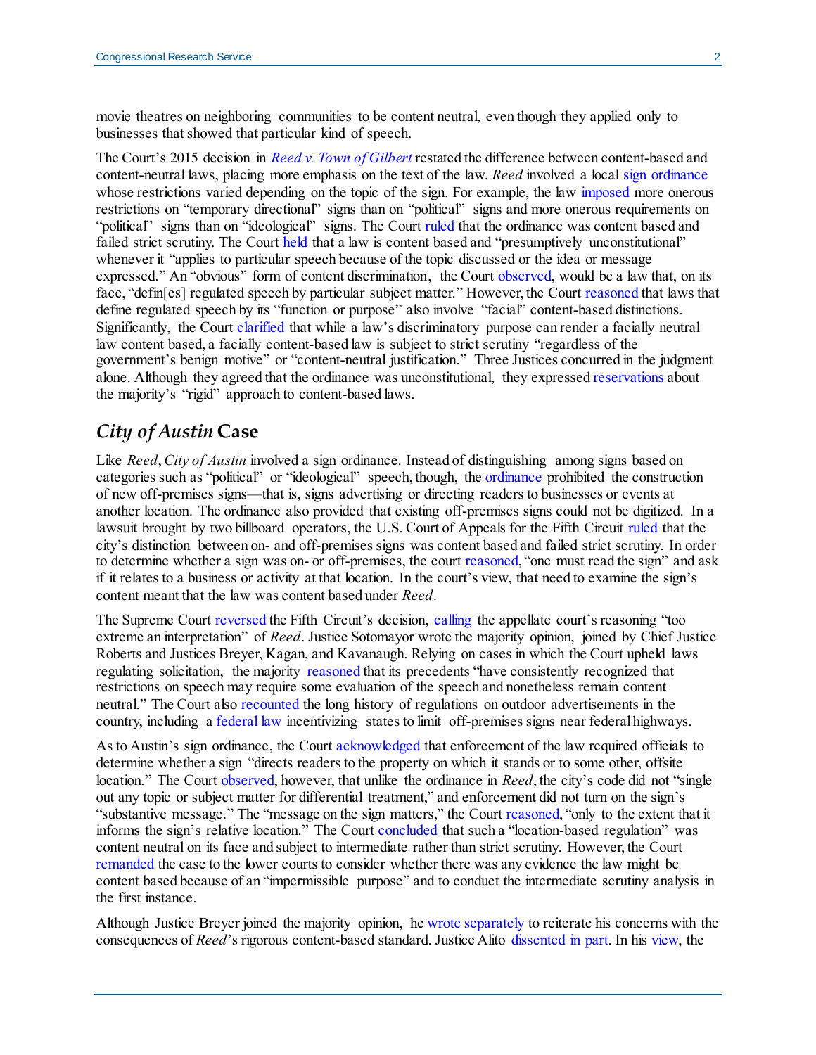movie theatres on neighboring communities to be content neutral, even though they applied only to businesses that showed that particular kind of speech.

The Court's 2015 decision in *Reed v. Town of Gilbert* restated the difference between content-based and content-neutral laws, placing more emphasis on the text of the law. *Reed* involved a local sign ordinance whose restrictions varied depending on the topic of the sign. For example, the law imposed more onerous restrictions on "temporary directional" signs than on "political" signs and more onerous requirements on "political" signs than on "ideological" signs. The Court ruled that the ordinance was content based and failed strict scrutiny. The Court held that a law is content based and "presumptively unconstitutional" whenever it "applies to particular speech because of the topic discussed or the idea or message expressed." An "obvious" form of content discrimination, the Court observed, would be a law that, on its face, "defin[es] regulated speech by particular subject matter." However, the Court reasoned that laws that define regulated speech by its "function or purpose" also involve "facial" content-based distinctions. Significantly, the Court clarified that while a law's discriminatory purpose can render a facially neutral law content based, a facially content-based law is subject to strict scrutiny "regardless of the government's benign motive" or "content-neutral justification." Three Justices concurred in the judgment alone. Although they agreed that the ordinance was unconstitutional, they expressed reservations about the majority's "rigid" approach to content-based laws.

## *City of Austin* Case

Like *Reed*, *City of Austin* involved a sign ordinance. Instead of distinguishing among signs based on categories such as "political" or "ideological" speech, though, the ordinance prohibited the construction of new off-premises signs—that is, signs advertising or directing readers to businesses or events at another location. The ordinance also provided that existing off-premises signs could not be digitized. In a lawsuit brought by two billboard operators, the U.S. Court of Appeals for the Fifth Circuit ruled that the city's distinction between on- and off-premises signs was content based and failed strict scrutiny. In order to determine whether a sign was on- or off-premises, the court reasoned, "one must read the sign" and ask if it relates to a business or activity at that location. In the court's view, that need to examine the sign's content meant that the law was content based under *Reed*.

The Supreme Court reversed the Fifth Circuit's decision, calling the appellate court's reasoning "too extreme an interpretation" of *Reed*. Justice Sotomayor wrote the majority opinion, joined by Chief Justice Roberts and Justices Breyer, Kagan, and Kavanaugh. Relying on cases in which the Court upheld laws regulating solicitation, the majority reasoned that its precedents "have consistently recognized that restrictions on speech may require some evaluation of the speech and nonetheless remain content neutral." The Court also recounted the long history of regulations on outdoor advertisements in the country, including a federal law incentivizing states to limit off-premises signs near federal highways.

As to Austin's sign ordinance, the Court acknowledged that enforcement of the law required officials to determine whether a sign "directs readers to the property on which it stands or to some other, offsite location." The Court observed, however, that unlike the ordinance in *Reed*, the city's code did not "single out any topic or subject matter for differential treatment," and enforcement did not turn on the sign's "substantive message." The "message on the sign matters," the Court reasoned, "only to the extent that it informs the sign's relative location." The Court concluded that such a "location-based regulation" was content neutral on its face and subject to intermediate rather than strict scrutiny. However, the Court remanded the case to the lower courts to consider whether there was any evidence the law might be content based because of an "impermissible purpose" and to conduct the intermediate scrutiny analysis in the first instance.

Although Justice Breyer joined the majority opinion, he wrote separately to reiterate his concerns with the consequences of *Reed*'s rigorous content-based standard. Justice Alito dissented in part. In his view, the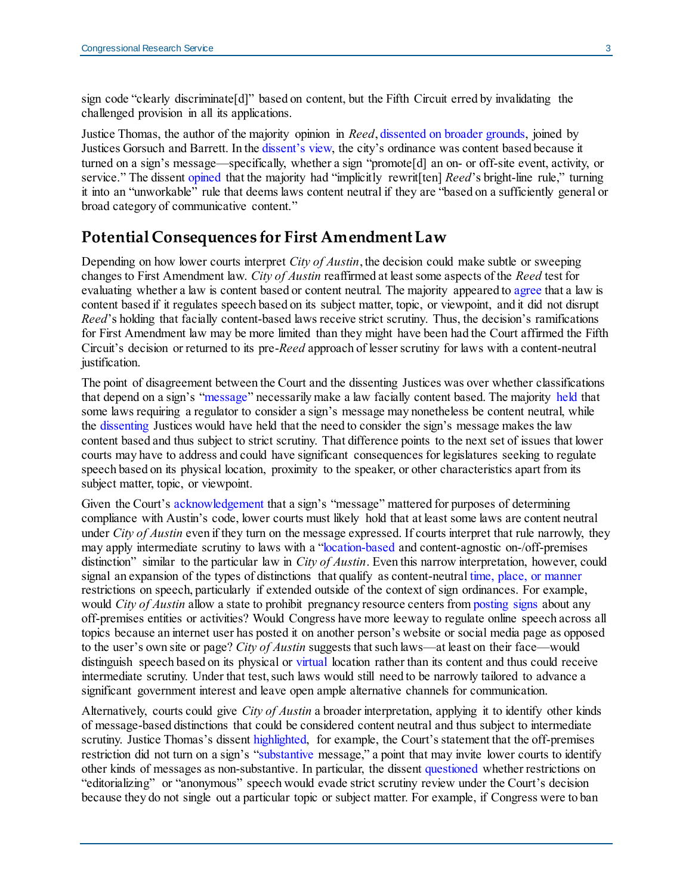sign code "clearly discriminate[d]" based on content, but the Fifth Circuit erred by invalidating the challenged provision in all its applications.

Justice Thomas, the author of the majority opinion in *Reed*, dissented on broader grounds, joined by Justices Gorsuch and Barrett. In the dissent's view, the city's ordinance was content based because it turned on a sign's message—specifically, whether a sign "promote[d] an on- or off-site event, activity, or service." The dissent opined that the majority had "implicitly rewrit[ten] *Reed*'s bright-line rule," turning it into an "unworkable" rule that deems laws content neutral if they are "based on a sufficiently general or broad category of communicative content."

## Potential Consequences for First Amendment Law

Depending on how lower courts interpret *City of Austin*, the decision could make subtle or sweeping changes to First Amendment law. *City of Austin* reaffirmed at least some aspects of the *Reed* test for evaluating whether a law is content based or content neutral. The majority appeared to agree that a law is content based if it regulates speech based on its subject matter, topic, or viewpoint, and it did not disrupt *Reed*'s holding that facially content-based laws receive strict scrutiny. Thus, the decision's ramifications for First Amendment law may be more limited than they might have been had the Court affirmed the Fifth Circuit's decision or returned to its pre-*Reed* approach of lesser scrutiny for laws with a content-neutral justification.

The point of disagreement between the Court and the dissenting Justices was over whether classifications that depend on a sign's "message" necessarily make a law facially content based. The majority held that some laws requiring a regulator to consider a sign's message may nonetheless be content neutral, while the dissenting Justices would have held that the need to consider the sign's message makes the law content based and thus subject to strict scrutiny. That difference points to the next set of issues that lower courts may have to address and could have significant consequences for legislatures seeking to regulate speech based on its physical location, proximity to the speaker, or other characteristics apart from its subject matter, topic, or viewpoint.

Given the Court's acknowledgement that a sign's "message" mattered for purposes of determining compliance with Austin's code, lower courts must likely hold that at least some laws are content neutral under *City of Austin* even if they turn on the message expressed. If courts interpret that rule narrowly, they may apply intermediate scrutiny to laws with a "location-based and content-agnostic on-/off-premises distinction" similar to the particular law in *City of Austin*. Even this narrow interpretation, however, could signal an expansion of the types of distinctions that qualify as content-neutral time, place, or manner restrictions on speech, particularly if extended outside of the context of sign ordinances. For example, would *City of Austin* allow a state to prohibit pregnancy resource centers from posting signs about any off-premises entities or activities? Would Congress have more leeway to regulate online speech across all topics because an internet user has posted it on another person's website or social media page as opposed to the user's own site or page? *City of Austin* suggests that such laws—at least on their face—would distinguish speech based on its physical or virtual location rather than its content and thus could receive intermediate scrutiny. Under that test, such laws would still need to be narrowly tailored to advance a significant government interest and leave open ample alternative channels for communication.

Alternatively, courts could give *City of Austin* a broader interpretation, applying it to identify other kinds of message-based distinctions that could be considered content neutral and thus subject to intermediate scrutiny. Justice Thomas's dissent highlighted, for example, the Court's statement that the off-premises restriction did not turn on a sign's "substantive message," a point that may invite lower courts to identify other kinds of messages as non-substantive. In particular, the dissent questioned whether restrictions on "editorializing" or "anonymous" speech would evade strict scrutiny review under the Court's decision because they do not single out a particular topic or subject matter. For example, if Congress were to ban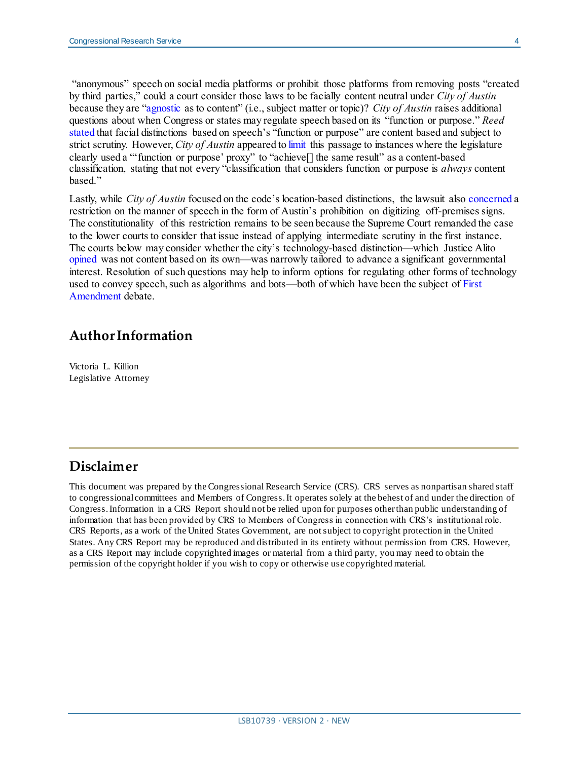"anonymous" speech on social media platforms or prohibit those platforms from removing posts "created by third parties," could a court consider those laws to be facially content neutral under *City of Austin* because they are "agnostic as to content" (i.e., subject matter or topic)? *City of Austin* raises additional questions about when Congress or states may regulate speech based on its "function or purpose." *Reed* stated that facial distinctions based on speech's "function or purpose" are content based and subject to strict scrutiny. However, *City of Austin* appeared to limit this passage to instances where the legislature clearly used a "'function or purpose' proxy" to "achieve[] the same result" as a content-based classification, stating that not every "classification that considers function or purpose is *always* content based."

Lastly, while *City of Austin* focused on the code's location-based distinctions, the lawsuit also concerned a restriction on the manner of speech in the form of Austin's prohibition on digitizing off-premises signs. The constitutionality of this restriction remains to be seen because the Supreme Court remanded the case to the lower courts to consider that issue instead of applying intermediate scrutiny in the first instance. The courts below may consider whether the city's technology-based distinction—which Justice Alito opined was not content based on its own—was narrowly tailored to advance a significant governmental interest. Resolution of such questions may help to inform options for regulating other forms of technology used to convey speech, such as algorithms and bots—both of which have been the subject of First Amendment debate.

## Author Information

Victoria L. Killion
Legislative Attorney

## Disclaimer

This document was prepared by the Congressional Research Service (CRS). CRS serves as nonpartisan shared staff to congressional committees and Members of Congress. It operates solely at the behest of and under the direction of Congress. Information in a CRS Report should not be relied upon for purposes other than public understanding of information that has been provided by CRS to Members of Congress in connection with CRS's institutional role. CRS Reports, as a work of the United States Government, are not subject to copyright protection in the United States. Any CRS Report may be reproduced and distributed in its entirety without permission from CRS. However, as a CRS Report may include copyrighted images or material from a third party, you may need to obtain the permission of the copyright holder if you wish to copy or otherwise use copyrighted material.